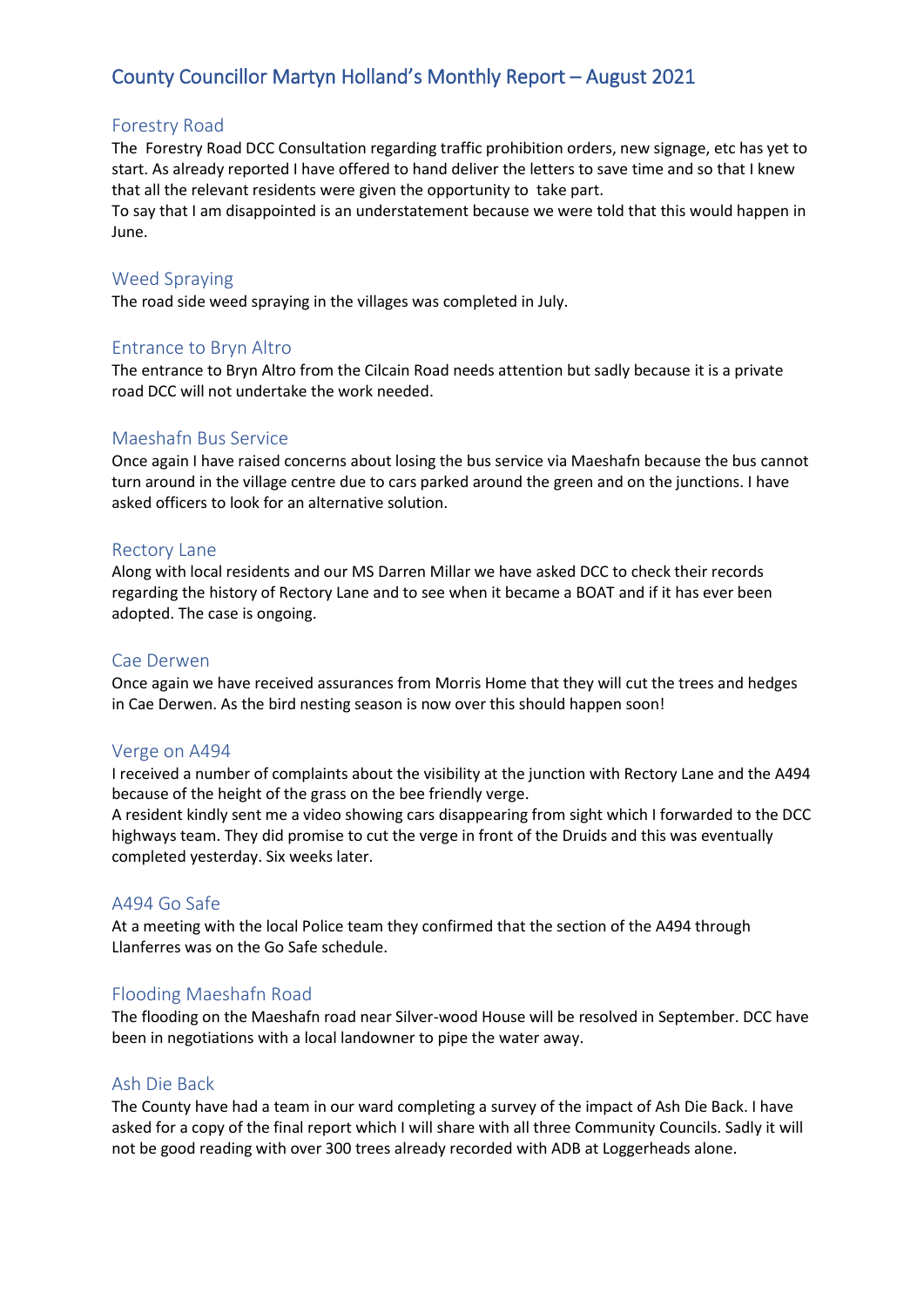# County Councillor Martyn Holland's Monthly Report – August 2021

## Forestry Road

The Forestry Road DCC Consultation regarding traffic prohibition orders, new signage, etc has yet to start. As already reported I have offered to hand deliver the letters to save time and so that I knew that all the relevant residents were given the opportunity to take part.

To say that I am disappointed is an understatement because we were told that this would happen in June.

## Weed Spraying

The road side weed spraying in the villages was completed in July.

## Entrance to Bryn Altro

The entrance to Bryn Altro from the Cilcain Road needs attention but sadly because it is a private road DCC will not undertake the work needed.

## Maeshafn Bus Service

Once again I have raised concerns about losing the bus service via Maeshafn because the bus cannot turn around in the village centre due to cars parked around the green and on the junctions. I have asked officers to look for an alternative solution.

## Rectory Lane

Along with local residents and our MS Darren Millar we have asked DCC to check their records regarding the history of Rectory Lane and to see when it became a BOAT and if it has ever been adopted. The case is ongoing.

## Cae Derwen

Once again we have received assurances from Morris Home that they will cut the trees and hedges in Cae Derwen. As the bird nesting season is now over this should happen soon!

## Verge on A494

I received a number of complaints about the visibility at the junction with Rectory Lane and the A494 because of the height of the grass on the bee friendly verge.

A resident kindly sent me a video showing cars disappearing from sight which I forwarded to the DCC highways team. They did promise to cut the verge in front of the Druids and this was eventually completed yesterday. Six weeks later.

## A494 Go Safe

At a meeting with the local Police team they confirmed that the section of the A494 through Llanferres was on the Go Safe schedule.

## Flooding Maeshafn Road

The flooding on the Maeshafn road near Silver-wood House will be resolved in September. DCC have been in negotiations with a local landowner to pipe the water away.

## Ash Die Back

The County have had a team in our ward completing a survey of the impact of Ash Die Back. I have asked for a copy of the final report which I will share with all three Community Councils. Sadly it will not be good reading with over 300 trees already recorded with ADB at Loggerheads alone.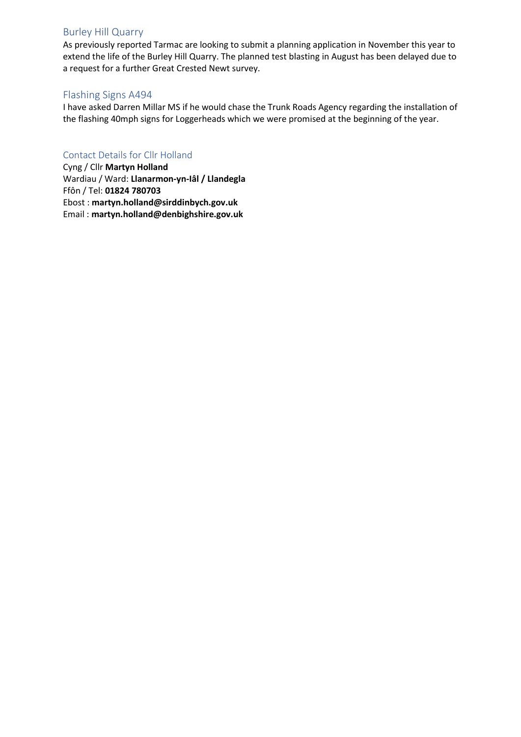## Burley Hill Quarry

As previously reported Tarmac are looking to submit a planning application in November this year to extend the life of the Burley Hill Quarry. The planned test blasting in August has been delayed due to a request for a further Great Crested Newt survey.

## Flashing Signs A494

I have asked Darren Millar MS if he would chase the Trunk Roads Agency regarding the installation of the flashing 40mph signs for Loggerheads which we were promised at the beginning of the year.

## Contact Details for Cllr Holland

Cyng / Cllr **Martyn Holland**
Wardiau / Ward: **Llanarmon-yn-Iâl / Llandegla**
Ffôn / Tel: **01824 780703**
Ebost : **martyn.holland@sirddinbych.gov.uk**
Email : **martyn.holland@denbighshire.gov.uk**